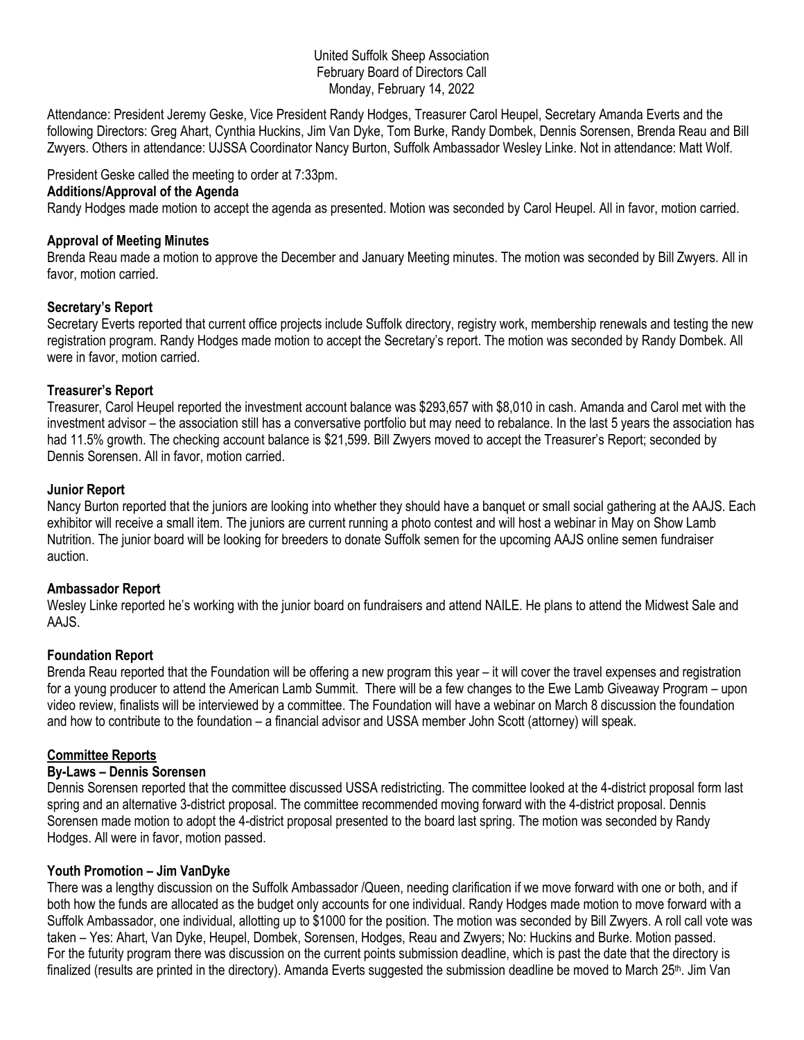United Suffolk Sheep Association
February Board of Directors Call
Monday, February 14, 2022

Attendance: President Jeremy Geske, Vice President Randy Hodges, Treasurer Carol Heupel, Secretary Amanda Everts and the following Directors: Greg Ahart, Cynthia Huckins, Jim Van Dyke, Tom Burke, Randy Dombek, Dennis Sorensen, Brenda Reau and Bill Zwyers. Others in attendance: UJSSA Coordinator Nancy Burton, Suffolk Ambassador Wesley Linke. Not in attendance: Matt Wolf.

President Geske called the meeting to order at 7:33pm.

**Additions/Approval of the Agenda**

Randy Hodges made motion to accept the agenda as presented. Motion was seconded by Carol Heupel. All in favor, motion carried.

**Approval of Meeting Minutes**

Brenda Reau made a motion to approve the December and January Meeting minutes. The motion was seconded by Bill Zwyers. All in favor, motion carried.

**Secretary's Report**

Secretary Everts reported that current office projects include Suffolk directory, registry work, membership renewals and testing the new registration program. Randy Hodges made motion to accept the Secretary's report. The motion was seconded by Randy Dombek. All were in favor, motion carried.

**Treasurer's Report**

Treasurer, Carol Heupel reported the investment account balance was $293,657 with $8,010 in cash. Amanda and Carol met with the investment advisor – the association still has a conversative portfolio but may need to rebalance. In the last 5 years the association has had 11.5% growth. The checking account balance is $21,599. Bill Zwyers moved to accept the Treasurer's Report; seconded by Dennis Sorensen. All in favor, motion carried.

**Junior Report**

Nancy Burton reported that the juniors are looking into whether they should have a banquet or small social gathering at the AAJS. Each exhibitor will receive a small item. The juniors are current running a photo contest and will host a webinar in May on Show Lamb Nutrition. The junior board will be looking for breeders to donate Suffolk semen for the upcoming AAJS online semen fundraiser auction.

**Ambassador Report**

Wesley Linke reported he's working with the junior board on fundraisers and attend NAILE. He plans to attend the Midwest Sale and AAJS.

**Foundation Report**

Brenda Reau reported that the Foundation will be offering a new program this year – it will cover the travel expenses and registration for a young producer to attend the American Lamb Summit. There will be a few changes to the Ewe Lamb Giveaway Program – upon video review, finalists will be interviewed by a committee. The Foundation will have a webinar on March 8 discussion the foundation and how to contribute to the foundation – a financial advisor and USSA member John Scott (attorney) will speak.

**Committee Reports**

**By-Laws – Dennis Sorensen**

Dennis Sorensen reported that the committee discussed USSA redistricting. The committee looked at the 4-district proposal form last spring and an alternative 3-district proposal. The committee recommended moving forward with the 4-district proposal. Dennis Sorensen made motion to adopt the 4-district proposal presented to the board last spring. The motion was seconded by Randy Hodges. All were in favor, motion passed.

**Youth Promotion – Jim VanDyke**

There was a lengthy discussion on the Suffolk Ambassador /Queen, needing clarification if we move forward with one or both, and if both how the funds are allocated as the budget only accounts for one individual. Randy Hodges made motion to move forward with a Suffolk Ambassador, one individual, allotting up to $1000 for the position. The motion was seconded by Bill Zwyers. A roll call vote was taken – Yes: Ahart, Van Dyke, Heupel, Dombek, Sorensen, Hodges, Reau and Zwyers; No: Huckins and Burke. Motion passed.
For the futurity program there was discussion on the current points submission deadline, which is past the date that the directory is finalized (results are printed in the directory). Amanda Everts suggested the submission deadline be moved to March 25th. Jim Van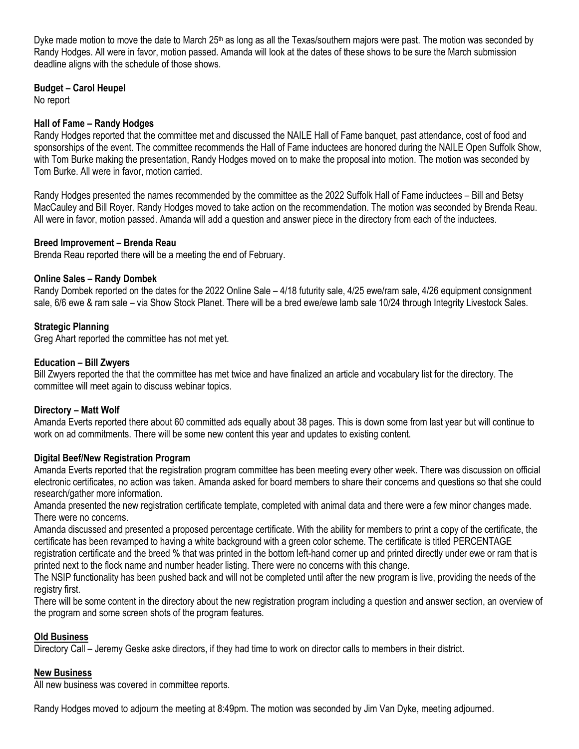Dyke made motion to move the date to March 25th as long as all the Texas/southern majors were past. The motion was seconded by Randy Hodges. All were in favor, motion passed. Amanda will look at the dates of these shows to be sure the March submission deadline aligns with the schedule of those shows.

**Budget – Carol Heupel**

No report

**Hall of Fame – Randy Hodges**

Randy Hodges reported that the committee met and discussed the NAILE Hall of Fame banquet, past attendance, cost of food and sponsorships of the event. The committee recommends the Hall of Fame inductees are honored during the NAILE Open Suffolk Show, with Tom Burke making the presentation, Randy Hodges moved on to make the proposal into motion. The motion was seconded by Tom Burke. All were in favor, motion carried.

Randy Hodges presented the names recommended by the committee as the 2022 Suffolk Hall of Fame inductees – Bill and Betsy MacCauley and Bill Royer. Randy Hodges moved to take action on the recommendation. The motion was seconded by Brenda Reau. All were in favor, motion passed. Amanda will add a question and answer piece in the directory from each of the inductees.

**Breed Improvement – Brenda Reau**

Brenda Reau reported there will be a meeting the end of February.

**Online Sales – Randy Dombek**

Randy Dombek reported on the dates for the 2022 Online Sale – 4/18 futurity sale, 4/25 ewe/ram sale, 4/26 equipment consignment sale, 6/6 ewe & ram sale – via Show Stock Planet. There will be a bred ewe/ewe lamb sale 10/24 through Integrity Livestock Sales.

**Strategic Planning**

Greg Ahart reported the committee has not met yet.

**Education – Bill Zwyers**

Bill Zwyers reported the that the committee has met twice and have finalized an article and vocabulary list for the directory. The committee will meet again to discuss webinar topics.

**Directory – Matt Wolf**

Amanda Everts reported there about 60 committed ads equally about 38 pages. This is down some from last year but will continue to work on ad commitments. There will be some new content this year and updates to existing content.

**Digital Beef/New Registration Program**

Amanda Everts reported that the registration program committee has been meeting every other week. There was discussion on official electronic certificates, no action was taken. Amanda asked for board members to share their concerns and questions so that she could research/gather more information.

Amanda presented the new registration certificate template, completed with animal data and there were a few minor changes made. There were no concerns.

Amanda discussed and presented a proposed percentage certificate. With the ability for members to print a copy of the certificate, the certificate has been revamped to having a white background with a green color scheme. The certificate is titled PERCENTAGE registration certificate and the breed % that was printed in the bottom left-hand corner up and printed directly under ewe or ram that is printed next to the flock name and number header listing. There were no concerns with this change.

The NSIP functionality has been pushed back and will not be completed until after the new program is live, providing the needs of the registry first.

There will be some content in the directory about the new registration program including a question and answer section, an overview of the program and some screen shots of the program features.

**Old Business**

Directory Call – Jeremy Geske aske directors, if they had time to work on director calls to members in their district.

**New Business**

All new business was covered in committee reports.

Randy Hodges moved to adjourn the meeting at 8:49pm. The motion was seconded by Jim Van Dyke, meeting adjourned.